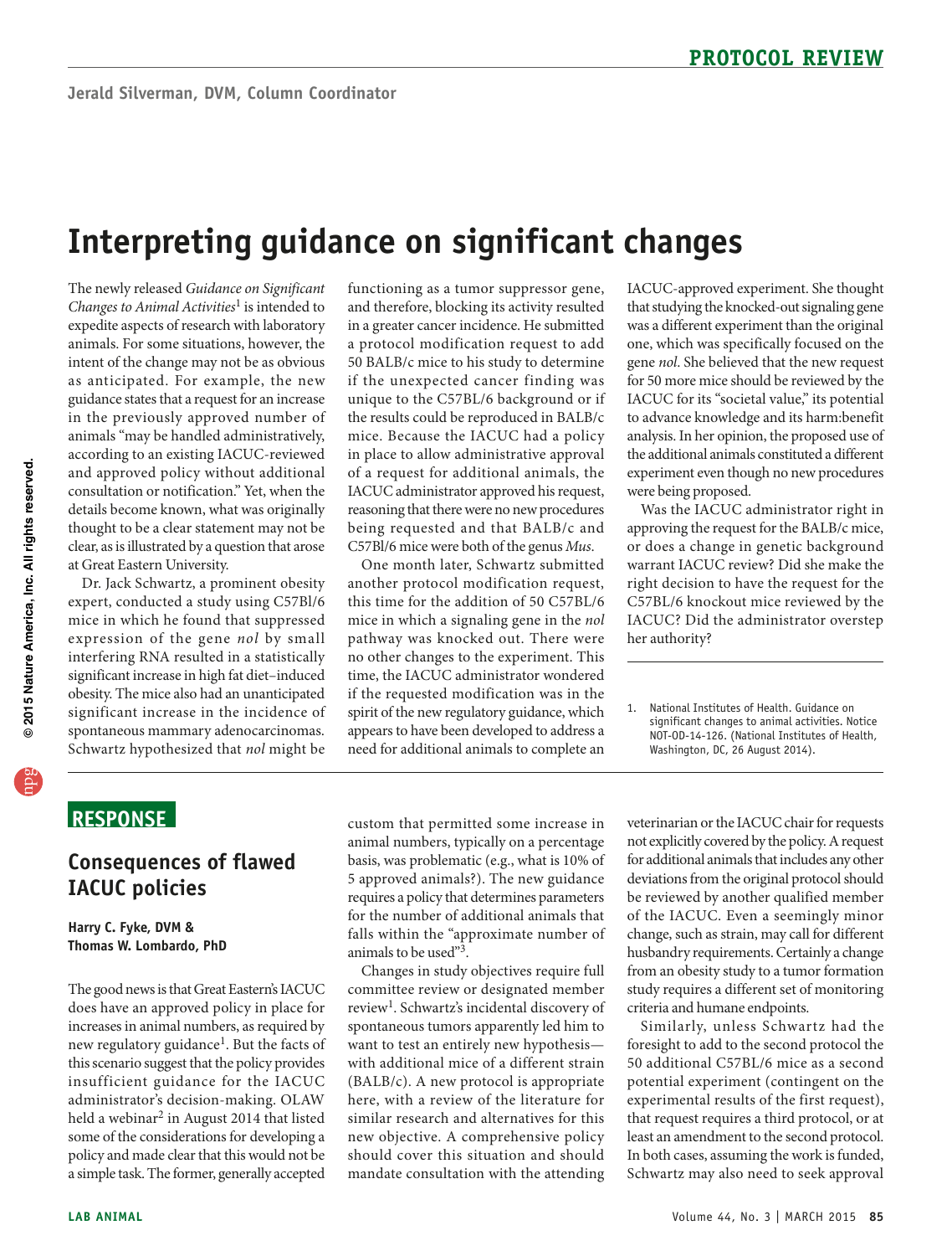# PROTOCOL REVIEW

Jerald Silverman, DVM, Column Coordinator

## Interpreting guidance on significant changes

The newly released *Guidance on Significant Changes to Animal Activities*[1] is intended to expedite aspects of research with laboratory animals. For some situations, however, the intent of the change may not be as obvious as anticipated. For example, the new guidance states that a request for an increase in the previously approved number of animals "may be handled administratively, according to an existing IACUC-reviewed and approved policy without additional consultation or notification." Yet, when the details become known, what was originally thought to be a clear statement may not be clear, as is illustrated by a question that arose at Great Eastern University.

Dr. Jack Schwartz, a prominent obesity expert, conducted a study using C57Bl/6 mice in which he found that suppressed expression of the gene *nol* by small interfering RNA resulted in a statistically significant increase in high fat diet–induced obesity. The mice also had an unanticipated significant increase in the incidence of spontaneous mammary adenocarcinomas. Schwartz hypothesized that *nol* might be functioning as a tumor suppressor gene, and therefore, blocking its activity resulted in a greater cancer incidence. He submitted a protocol modification request to add 50 BALB/c mice to his study to determine if the unexpected cancer finding was unique to the C57BL/6 background or if the results could be reproduced in BALB/c mice. Because the IACUC had a policy in place to allow administrative approval of a request for additional animals, the IACUC administrator approved his request, reasoning that there were no new procedures being requested and that BALB/c and C57Bl/6 mice were both of the genus *Mus*.

One month later, Schwartz submitted another protocol modification request, this time for the addition of 50 C57BL/6 mice in which a signaling gene in the *nol* pathway was knocked out. There were no other changes to the experiment. This time, the IACUC administrator wondered if the requested modification was in the spirit of the new regulatory guidance, which appears to have been developed to address a need for additional animals to complete an IACUC-approved experiment. She thought that studying the knocked-out signaling gene was a different experiment than the original one, which was specifically focused on the gene *nol*. She believed that the new request for 50 more mice should be reviewed by the IACUC for its "societal value," its potential to advance knowledge and its harm:benefit analysis. In her opinion, the proposed use of the additional animals constituted a different experiment even though no new procedures were being proposed.

Was the IACUC administrator right in approving the request for the BALB/c mice, or does a change in genetic background warrant IACUC review? Did she make the right decision to have the request for the C57BL/6 knockout mice reviewed by the IACUC? Did the administrator overstep her authority?

1. National Institutes of Health. Guidance on significant changes to animal activities. Notice NOT-OD-14-126. (National Institutes of Health, Washington, DC, 26 August 2014).

## RESPONSE

### Consequences of flawed IACUC policies

**Harry C. Fyke, DVM & Thomas W. Lombardo, PhD**

The good news is that Great Eastern's IACUC does have an approved policy in place for increases in animal numbers, as required by new regulatory guidance[1]. But the facts of this scenario suggest that the policy provides insufficient guidance for the IACUC administrator's decision-making. OLAW held a webinar[2] in August 2014 that listed some of the considerations for developing a policy and made clear that this would not be a simple task. The former, generally accepted custom that permitted some increase in animal numbers, typically on a percentage basis, was problematic (e.g., what is 10% of 5 approved animals?). The new guidance requires a policy that determines parameters for the number of additional animals that falls within the "approximate number of animals to be used"[3].

Changes in study objectives require full committee review or designated member review[1]. Schwartz's incidental discovery of spontaneous tumors apparently led him to want to test an entirely new hypothesis—with additional mice of a different strain (BALB/c). A new protocol is appropriate here, with a review of the literature for similar research and alternatives for this new objective. A comprehensive policy should cover this situation and should mandate consultation with the attending veterinarian or the IACUC chair for requests not explicitly covered by the policy. A request for additional animals that includes any other deviations from the original protocol should be reviewed by another qualified member of the IACUC. Even a seemingly minor change, such as strain, may call for different husbandry requirements. Certainly a change from an obesity study to a tumor formation study requires a different set of monitoring criteria and humane endpoints.

Similarly, unless Schwartz had the foresight to add to the second protocol the 50 additional C57BL/6 mice as a second potential experiment (contingent on the experimental results of the first request), that request requires a third protocol, or at least an amendment to the second protocol. In both cases, assuming the work is funded, Schwartz may also need to seek approval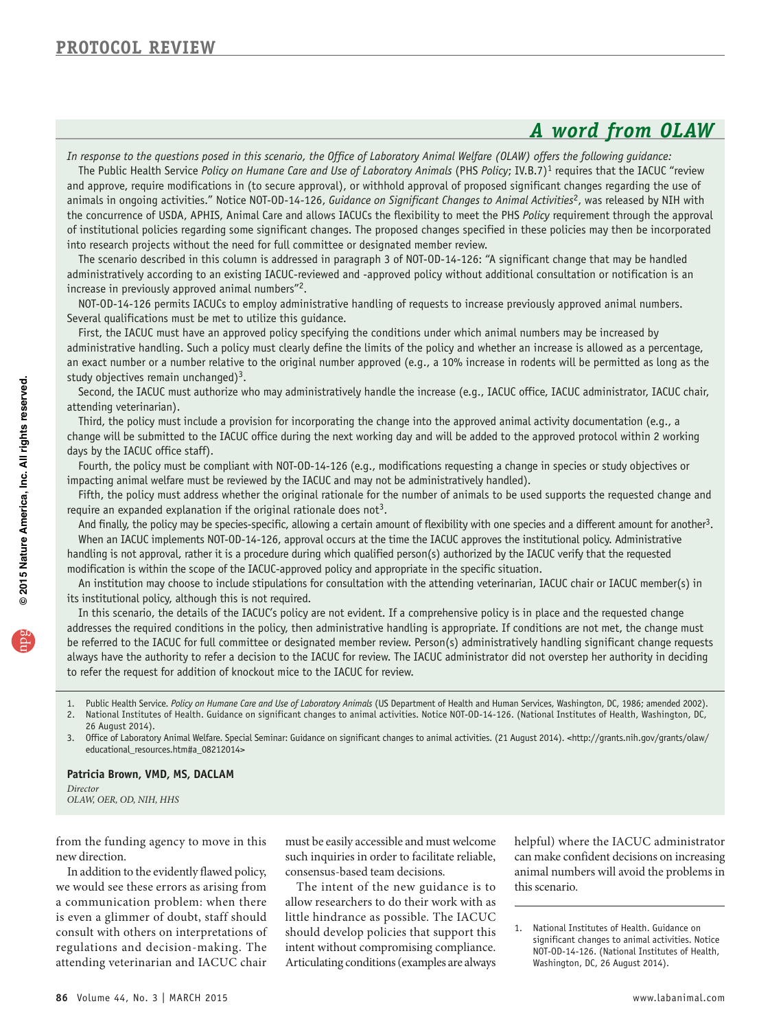## A word from OLAW

*In response to the questions posed in this scenario, the Office of Laboratory Animal Welfare (OLAW) offers the following guidance:*

The Public Health Service *Policy on Humane Care and Use of Laboratory Animals* (PHS *Policy*; IV.B.7)[1] requires that the IACUC "review and approve, require modifications in (to secure approval), or withhold approval of proposed significant changes regarding the use of animals in ongoing activities." Notice NOT-OD-14-126, *Guidance on Significant Changes to Animal Activities*[2], was released by NIH with the concurrence of USDA, APHIS, Animal Care and allows IACUCs the flexibility to meet the PHS *Policy* requirement through the approval of institutional policies regarding some significant changes. The proposed changes specified in these policies may then be incorporated into research projects without the need for full committee or designated member review.

The scenario described in this column is addressed in paragraph 3 of NOT-OD-14-126: "A significant change that may be handled administratively according to an existing IACUC-reviewed and -approved policy without additional consultation or notification is an increase in previously approved animal numbers"[2].

NOT-OD-14-126 permits IACUCs to employ administrative handling of requests to increase previously approved animal numbers. Several qualifications must be met to utilize this guidance.

First, the IACUC must have an approved policy specifying the conditions under which animal numbers may be increased by administrative handling. Such a policy must clearly define the limits of the policy and whether an increase is allowed as a percentage, an exact number or a number relative to the original number approved (e.g., a 10% increase in rodents will be permitted as long as the study objectives remain unchanged)[3].

Second, the IACUC must authorize who may administratively handle the increase (e.g., IACUC office, IACUC administrator, IACUC chair, attending veterinarian).

Third, the policy must include a provision for incorporating the change into the approved animal activity documentation (e.g., a change will be submitted to the IACUC office during the next working day and will be added to the approved protocol within 2 working days by the IACUC office staff).

Fourth, the policy must be compliant with NOT-OD-14-126 (e.g., modifications requesting a change in species or study objectives or impacting animal welfare must be reviewed by the IACUC and may not be administratively handled).

Fifth, the policy must address whether the original rationale for the number of animals to be used supports the requested change and require an expanded explanation if the original rationale does not[3].

And finally, the policy may be species-specific, allowing a certain amount of flexibility with one species and a different amount for another[3].

When an IACUC implements NOT-OD-14-126, approval occurs at the time the IACUC approves the institutional policy. Administrative handling is not approval, rather it is a procedure during which qualified person(s) authorized by the IACUC verify that the requested modification is within the scope of the IACUC-approved policy and appropriate in the specific situation.

An institution may choose to include stipulations for consultation with the attending veterinarian, IACUC chair or IACUC member(s) in its institutional policy, although this is not required.

In this scenario, the details of the IACUC's policy are not evident. If a comprehensive policy is in place and the requested change addresses the required conditions in the policy, then administrative handling is appropriate. If conditions are not met, the change must be referred to the IACUC for full committee or designated member review. Person(s) administratively handling significant change requests always have the authority to refer a decision to the IACUC for review. The IACUC administrator did not overstep her authority in deciding to refer the request for addition of knockout mice to the IACUC for review.

1. Public Health Service. *Policy on Humane Care and Use of Laboratory Animals* (US Department of Health and Human Services, Washington, DC, 1986; amended 2002).
2. National Institutes of Health. Guidance on significant changes to animal activities. Notice NOT-OD-14-126. (National Institutes of Health, Washington, DC, 26 August 2014).
3. Office of Laboratory Animal Welfare. Special Seminar: Guidance on significant changes to animal activities. (21 August 2014). <http://grants.nih.gov/grants/olaw/educational_resources.htm#a_08212014>

**Patricia Brown, VMD, MS, DACLAM**
*Director*
*OLAW, OER, OD, NIH, HHS*

from the funding agency to move in this new direction.

In addition to the evidently flawed policy, we would see these errors as arising from a communication problem: when there is even a glimmer of doubt, staff should consult with others on interpretations of regulations and decision-making. The attending veterinarian and IACUC chair must be easily accessible and must welcome such inquiries in order to facilitate reliable, consensus-based team decisions.

The intent of the new guidance is to allow researchers to do their work with as little hindrance as possible. The IACUC should develop policies that support this intent without compromising compliance. Articulating conditions (examples are always helpful) where the IACUC administrator can make confident decisions on increasing animal numbers will avoid the problems in this scenario.

1. National Institutes of Health. Guidance on significant changes to animal activities. Notice NOT-OD-14-126. (National Institutes of Health, Washington, DC, 26 August 2014).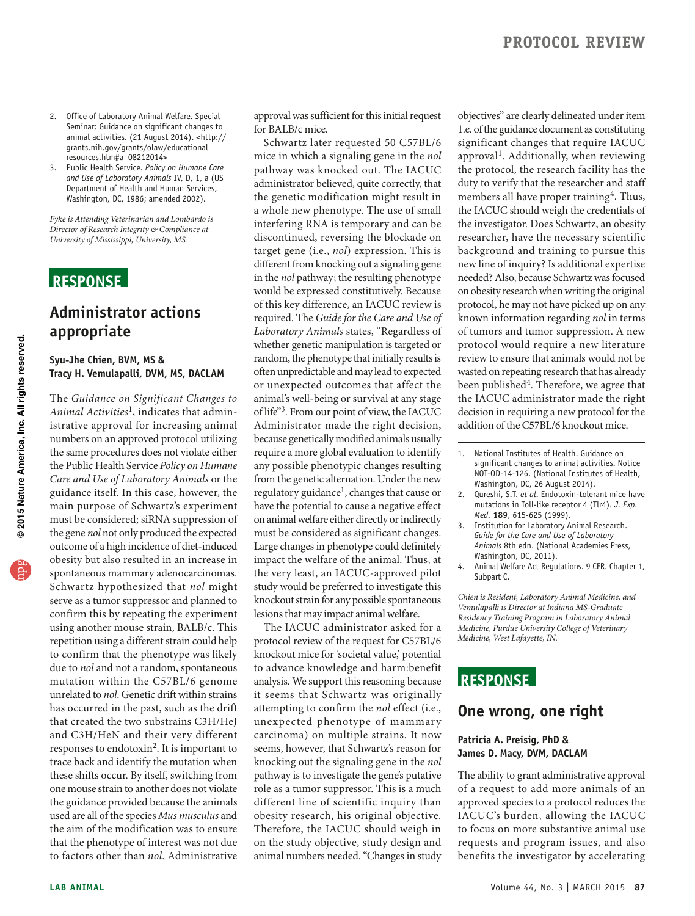2. Office of Laboratory Animal Welfare. Special Seminar: Guidance on significant changes to animal activities. (21 August 2014). <http://grants.nih.gov/grants/olaw/educational_resources.htm#a_08212014>
3. Public Health Service. *Policy on Humane Care and Use of Laboratory Animals* IV, D, 1, a (US Department of Health and Human Services, Washington, DC, 1986; amended 2002).

*Fyke is Attending Veterinarian and Lombardo is Director of Research Integrity & Compliance at University of Mississippi, University, MS.*

## RESPONSE

## Administrator actions appropriate

**Syu-Jhe Chien, BVM, MS & Tracy H. Vemulapalli, DVM, MS, DACLAM**

The *Guidance on Significant Changes to Animal Activities*[1], indicates that administrative approval for increasing animal numbers on an approved protocol utilizing the same procedures does not violate either the Public Health Service *Policy on Humane Care and Use of Laboratory Animals* or the guidance itself. In this case, however, the main purpose of Schwartz's experiment must be considered; siRNA suppression of the gene *nol* not only produced the expected outcome of a high incidence of diet-induced obesity but also resulted in an increase in spontaneous mammary adenocarcinomas. Schwartz hypothesized that *nol* might serve as a tumor suppressor and planned to confirm this by repeating the experiment using another mouse strain, BALB/c. This repetition using a different strain could help to confirm that the phenotype was likely due to *nol* and not a random, spontaneous mutation within the C57BL/6 genome unrelated to *nol*. Genetic drift within strains has occurred in the past, such as the drift that created the two substrains C3H/HeJ and C3H/HeN and their very different responses to endotoxin[2]. It is important to trace back and identify the mutation when these shifts occur. By itself, switching from one mouse strain to another does not violate the guidance provided because the animals used are all of the species *Mus musculus* and the aim of the modification was to ensure that the phenotype of interest was not due to factors other than *nol*. Administrative approval was sufficient for this initial request for BALB/c mice.

Schwartz later requested 50 C57BL/6 mice in which a signaling gene in the *nol* pathway was knocked out. The IACUC administrator believed, quite correctly, that the genetic modification might result in a whole new phenotype. The use of small interfering RNA is temporary and can be discontinued, reversing the blockade on target gene (i.e., *nol*) expression. This is different from knocking out a signaling gene in the *nol* pathway; the resulting phenotype would be expressed constitutively. Because of this key difference, an IACUC review is required. The *Guide for the Care and Use of Laboratory Animals* states, "Regardless of whether genetic manipulation is targeted or random, the phenotype that initially results is often unpredictable and may lead to expected or unexpected outcomes that affect the animal's well-being or survival at any stage of life"[3]. From our point of view, the IACUC Administrator made the right decision, because genetically modified animals usually require a more global evaluation to identify any possible phenotypic changes resulting from the genetic alternation. Under the new regulatory guidance[1], changes that cause or have the potential to cause a negative effect on animal welfare either directly or indirectly must be considered as significant changes. Large changes in phenotype could definitely impact the welfare of the animal. Thus, at the very least, an IACUC-approved pilot study would be preferred to investigate this knockout strain for any possible spontaneous lesions that may impact animal welfare.

The IACUC administrator asked for a protocol review of the request for C57BL/6 knockout mice for 'societal value,' potential to advance knowledge and harm:benefit analysis. We support this reasoning because it seems that Schwartz was originally attempting to confirm the *nol* effect (i.e., unexpected phenotype of mammary carcinoma) on multiple strains. It now seems, however, that Schwartz's reason for knocking out the signaling gene in the *nol* pathway is to investigate the gene's putative role as a tumor suppressor. This is a much different line of scientific inquiry than obesity research, his original objective. Therefore, the IACUC should weigh in on the study objective, study design and animal numbers needed. "Changes in study objectives" are clearly delineated under item 1.e. of the guidance document as constituting significant changes that require IACUC approval[1]. Additionally, when reviewing the protocol, the research facility has the duty to verify that the researcher and staff members all have proper training[4]. Thus, the IACUC should weigh the credentials of the investigator. Does Schwartz, an obesity researcher, have the necessary scientific background and training to pursue this new line of inquiry? Is additional expertise needed? Also, because Schwartz was focused on obesity research when writing the original protocol, he may not have picked up on any known information regarding *nol* in terms of tumors and tumor suppression. A new protocol would require a new literature review to ensure that animals would not be wasted on repeating research that has already been published[4]. Therefore, we agree that the IACUC administrator made the right decision in requiring a new protocol for the addition of the C57BL/6 knockout mice.

1. National Institutes of Health. Guidance on significant changes to animal activities. Notice NOT-OD-14-126. (National Institutes of Health, Washington, DC, 26 August 2014).
2. Qureshi, S.T. *et al*. Endotoxin-tolerant mice have mutations in Toll-like receptor 4 (Tlr4). *J. Exp. Med.* **189**, 615-625 (1999).
3. Institution for Laboratory Animal Research. *Guide for the Care and Use of Laboratory Animals* 8th edn. (National Academies Press, Washington, DC, 2011).
4. Animal Welfare Act Regulations. 9 CFR. Chapter 1, Subpart C.

*Chien is Resident, Laboratory Animal Medicine, and Vemulapalli is Director at Indiana MS-Graduate Residency Training Program in Laboratory Animal Medicine, Purdue University College of Veterinary Medicine, West Lafayette, IN.*

## RESPONSE

## One wrong, one right

**Patricia A. Preisig, PhD & James D. Macy, DVM, DACLAM**

The ability to grant administrative approval of a request to add more animals of an approved species to a protocol reduces the IACUC's burden, allowing the IACUC to focus on more substantive animal use requests and program issues, and also benefits the investigator by accelerating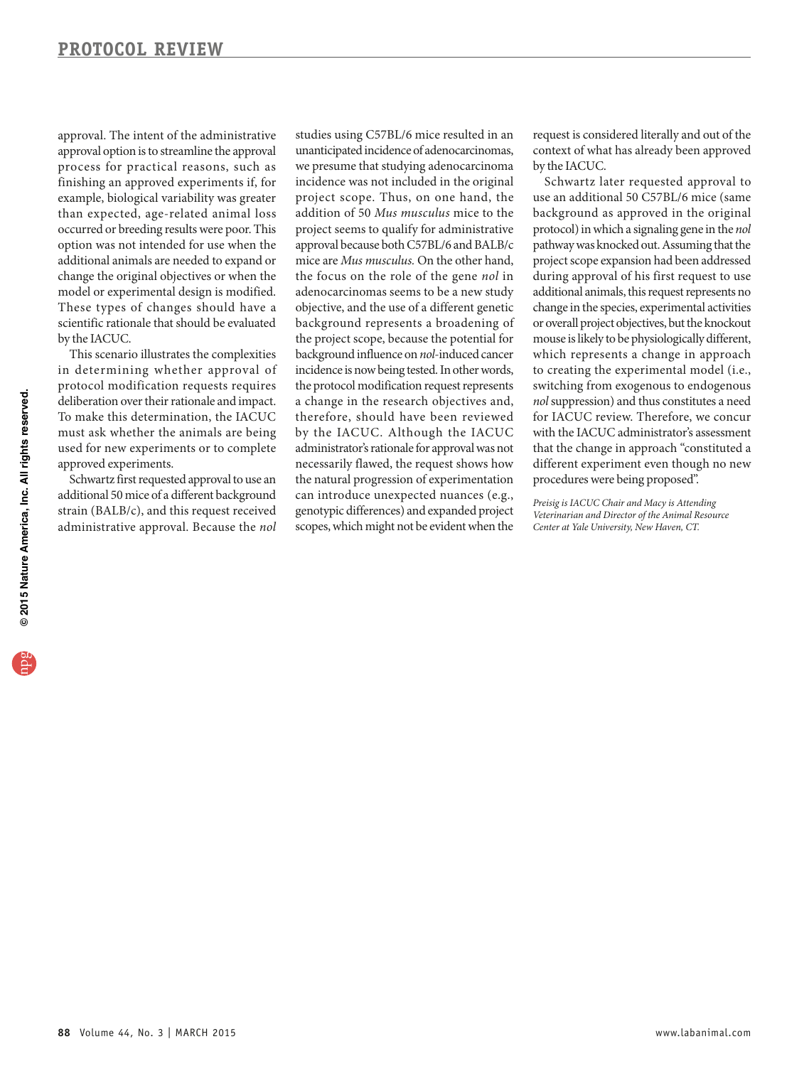approval. The intent of the administrative approval option is to streamline the approval process for practical reasons, such as finishing an approved experiments if, for example, biological variability was greater than expected, age-related animal loss occurred or breeding results were poor. This option was not intended for use when the additional animals are needed to expand or change the original objectives or when the model or experimental design is modified. These types of changes should have a scientific rationale that should be evaluated by the IACUC.

This scenario illustrates the complexities in determining whether approval of protocol modification requests requires deliberation over their rationale and impact. To make this determination, the IACUC must ask whether the animals are being used for new experiments or to complete approved experiments.

Schwartz first requested approval to use an additional 50 mice of a different background strain (BALB/c), and this request received administrative approval. Because the *nol* studies using C57BL/6 mice resulted in an unanticipated incidence of adenocarcinomas, we presume that studying adenocarcinoma incidence was not included in the original project scope. Thus, on one hand, the addition of 50 *Mus musculus* mice to the project seems to qualify for administrative approval because both C57BL/6 and BALB/c mice are *Mus musculus*. On the other hand, the focus on the role of the gene *nol* in adenocarcinomas seems to be a new study objective, and the use of a different genetic background represents a broadening of the project scope, because the potential for background influence on *nol*-induced cancer incidence is now being tested. In other words, the protocol modification request represents a change in the research objectives and, therefore, should have been reviewed by the IACUC. Although the IACUC administrator's rationale for approval was not necessarily flawed, the request shows how the natural progression of experimentation can introduce unexpected nuances (e.g., genotypic differences) and expanded project scopes, which might not be evident when the request is considered literally and out of the context of what has already been approved by the IACUC.

Schwartz later requested approval to use an additional 50 C57BL/6 mice (same background as approved in the original protocol) in which a signaling gene in the *nol* pathway was knocked out. Assuming that the project scope expansion had been addressed during approval of his first request to use additional animals, this request represents no change in the species, experimental activities or overall project objectives, but the knockout mouse is likely to be physiologically different, which represents a change in approach to creating the experimental model (i.e., switching from exogenous to endogenous *nol* suppression) and thus constitutes a need for IACUC review. Therefore, we concur with the IACUC administrator's assessment that the change in approach "constituted a different experiment even though no new procedures were being proposed".

*Preisig is IACUC Chair and Macy is Attending Veterinarian and Director of the Animal Resource Center at Yale University, New Haven, CT.*